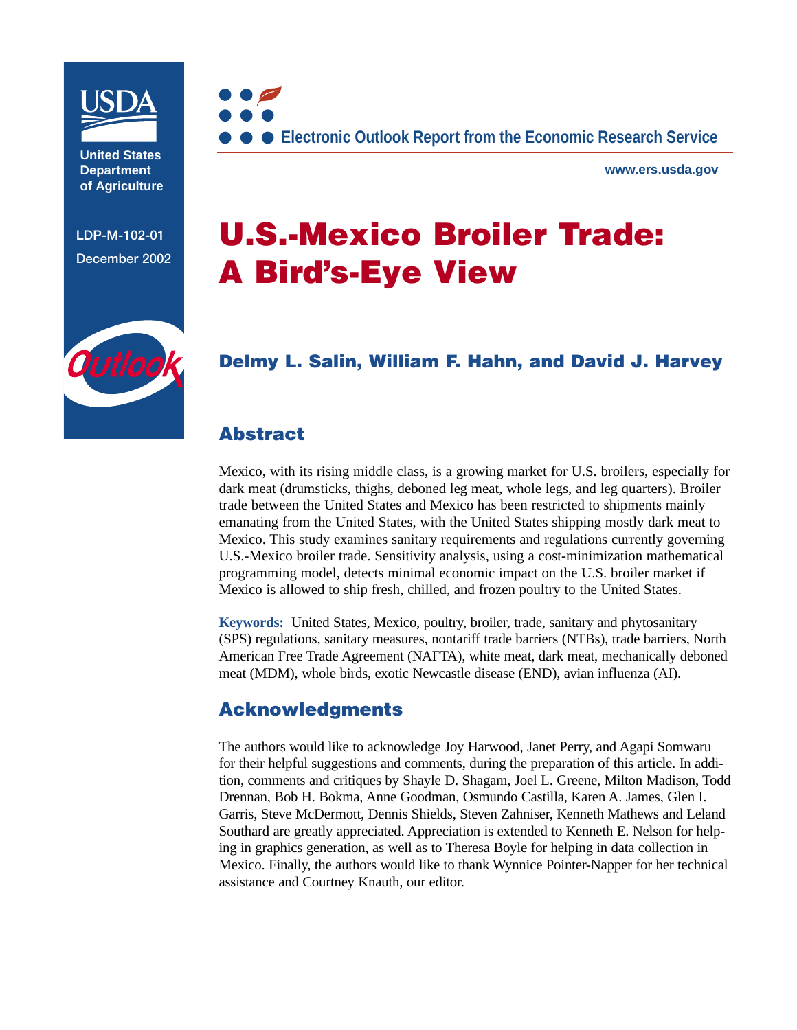United States Department of Agriculture

LDP-M-102-01

December 2002

Electronic Outlook Report from the Economic Research Service

www.ers.usda.gov

# U.S.-Mexico Broiler Trade: A Bird's-Eye View

**Delmy L. Salin, William F. Hahn, and David J. Harvey**

## Abstract

Mexico, with its rising middle class, is a growing market for U.S. broilers, especially for dark meat (drumsticks, thighs, deboned leg meat, whole legs, and leg quarters). Broiler trade between the United States and Mexico has been restricted to shipments mainly emanating from the United States, with the United States shipping mostly dark meat to Mexico. This study examines sanitary requirements and regulations currently governing U.S.-Mexico broiler trade. Sensitivity analysis, using a cost-minimization mathematical programming model, detects minimal economic impact on the U.S. broiler market if Mexico is allowed to ship fresh, chilled, and frozen poultry to the United States.

**Keywords:** United States, Mexico, poultry, broiler, trade, sanitary and phytosanitary (SPS) regulations, sanitary measures, nontariff trade barriers (NTBs), trade barriers, North American Free Trade Agreement (NAFTA), white meat, dark meat, mechanically deboned meat (MDM), whole birds, exotic Newcastle disease (END), avian influenza (AI).

## Acknowledgments

The authors would like to acknowledge Joy Harwood, Janet Perry, and Agapi Somwaru for their helpful suggestions and comments, during the preparation of this article. In addition, comments and critiques by Shayle D. Shagam, Joel L. Greene, Milton Madison, Todd Drennan, Bob H. Bokma, Anne Goodman, Osmundo Castilla, Karen A. James, Glen I. Garris, Steve McDermott, Dennis Shields, Steven Zahniser, Kenneth Mathews and Leland Southard are greatly appreciated. Appreciation is extended to Kenneth E. Nelson for helping in graphics generation, as well as to Theresa Boyle for helping in data collection in Mexico. Finally, the authors would like to thank Wynnice Pointer-Napper for her technical assistance and Courtney Knauth, our editor.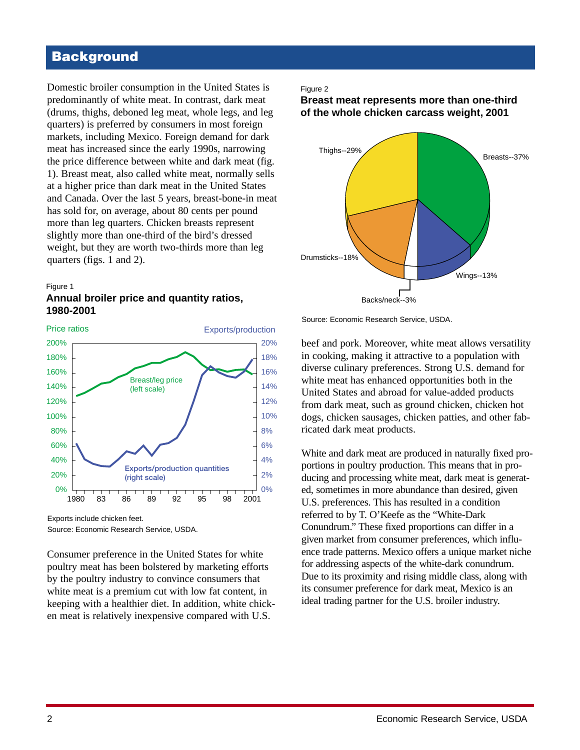## Background

Domestic broiler consumption in the United States is predominantly of white meat. In contrast, dark meat (drums, thighs, deboned leg meat, whole legs, and leg quarters) is preferred by consumers in most foreign markets, including Mexico. Foreign demand for dark meat has increased since the early 1990s, narrowing the price difference between white and dark meat (fig. 1). Breast meat, also called white meat, normally sells at a higher price than dark meat in the United States and Canada. Over the last 5 years, breast-bone-in meat has sold for, on average, about 80 cents per pound more than leg quarters. Chicken breasts represent slightly more than one-third of the bird's dressed weight, but they are worth two-thirds more than leg quarters (figs. 1 and 2).

Figure 1

**Annual broiler price and quantity ratios, 1980-2001**

Price ratios — Exports/production

Breast/leg price (left scale)

Exports/production quantities (right scale)

Exports include chicken feet.

Source: Economic Research Service, USDA.

Consumer preference in the United States for white poultry meat has been bolstered by marketing efforts by the poultry industry to convince consumers that white meat is a premium cut with low fat content, in keeping with a healthier diet. In addition, white chicken meat is relatively inexpensive compared with U.S. beef and pork. Moreover, white meat allows versatility in cooking, making it attractive to a population with diverse culinary preferences. Strong U.S. demand for white meat has enhanced opportunities both in the United States and abroad for value-added products from dark meat, such as ground chicken, chicken hot dogs, chicken sausages, chicken patties, and other fabricated dark meat products.

Figure 2

**Breast meat represents more than one-third of the whole chicken carcass weight, 2001**

Breasts--37%, Thighs--29%, Drumsticks--18%, Wings--13%, Backs/neck--3%

Source: Economic Research Service, USDA.

White and dark meat are produced in naturally fixed proportions in poultry production. This means that in producing and processing white meat, dark meat is generated, sometimes in more abundance than desired, given U.S. preferences. This has resulted in a condition referred to by T. O'Keefe as the "White-Dark Conundrum." These fixed proportions can differ in a given market from consumer preferences, which influence trade patterns. Mexico offers a unique market niche for addressing aspects of the white-dark conundrum. Due to its proximity and rising middle class, along with its consumer preference for dark meat, Mexico is an ideal trading partner for the U.S. broiler industry.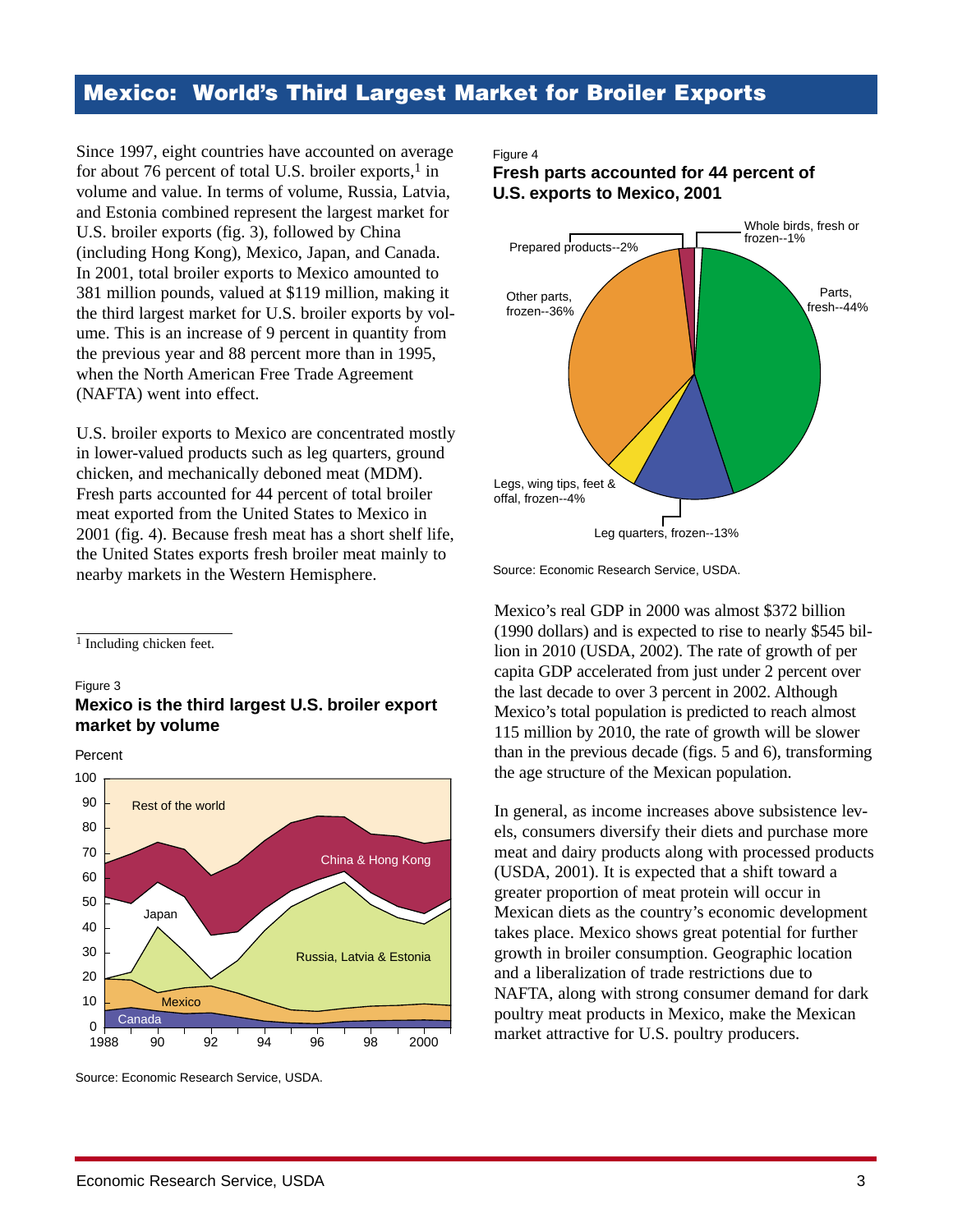## Mexico: World's Third Largest Market for Broiler Exports

Since 1997, eight countries have accounted on average for about 76 percent of total U.S. broiler exports,[1] in volume and value. In terms of volume, Russia, Latvia, and Estonia combined represent the largest market for U.S. broiler exports (fig. 3), followed by China (including Hong Kong), Mexico, Japan, and Canada. In 2001, total broiler exports to Mexico amounted to 381 million pounds, valued at $119 million, making it the third largest market for U.S. broiler exports by volume. This is an increase of 9 percent in quantity from the previous year and 88 percent more than in 1995, when the North American Free Trade Agreement (NAFTA) went into effect.

U.S. broiler exports to Mexico are concentrated mostly in lower-valued products such as leg quarters, ground chicken, and mechanically deboned meat (MDM). Fresh parts accounted for 44 percent of total broiler meat exported from the United States to Mexico in 2001 (fig. 4). Because fresh meat has a short shelf life, the United States exports fresh broiler meat mainly to nearby markets in the Western Hemisphere.

[1] Including chicken feet.

Figure 3

**Mexico is the third largest U.S. broiler export market by volume**

Source: Economic Research Service, USDA.

Figure 4

**Fresh parts accounted for 44 percent of U.S. exports to Mexico, 2001**

Source: Economic Research Service, USDA.

Mexico's real GDP in 2000 was almost $372 billion (1990 dollars) and is expected to rise to nearly $545 billion in 2010 (USDA, 2002). The rate of growth of per capita GDP accelerated from just under 2 percent over the last decade to over 3 percent in 2002. Although Mexico's total population is predicted to reach almost 115 million by 2010, the rate of growth will be slower than in the previous decade (figs. 5 and 6), transforming the age structure of the Mexican population.

In general, as income increases above subsistence levels, consumers diversify their diets and purchase more meat and dairy products along with processed products (USDA, 2001). It is expected that a shift toward a greater proportion of meat protein will occur in Mexican diets as the country's economic development takes place. Mexico shows great potential for further growth in broiler consumption. Geographic location and a liberalization of trade restrictions due to NAFTA, along with strong consumer demand for dark poultry meat products in Mexico, make the Mexican market attractive for U.S. poultry producers.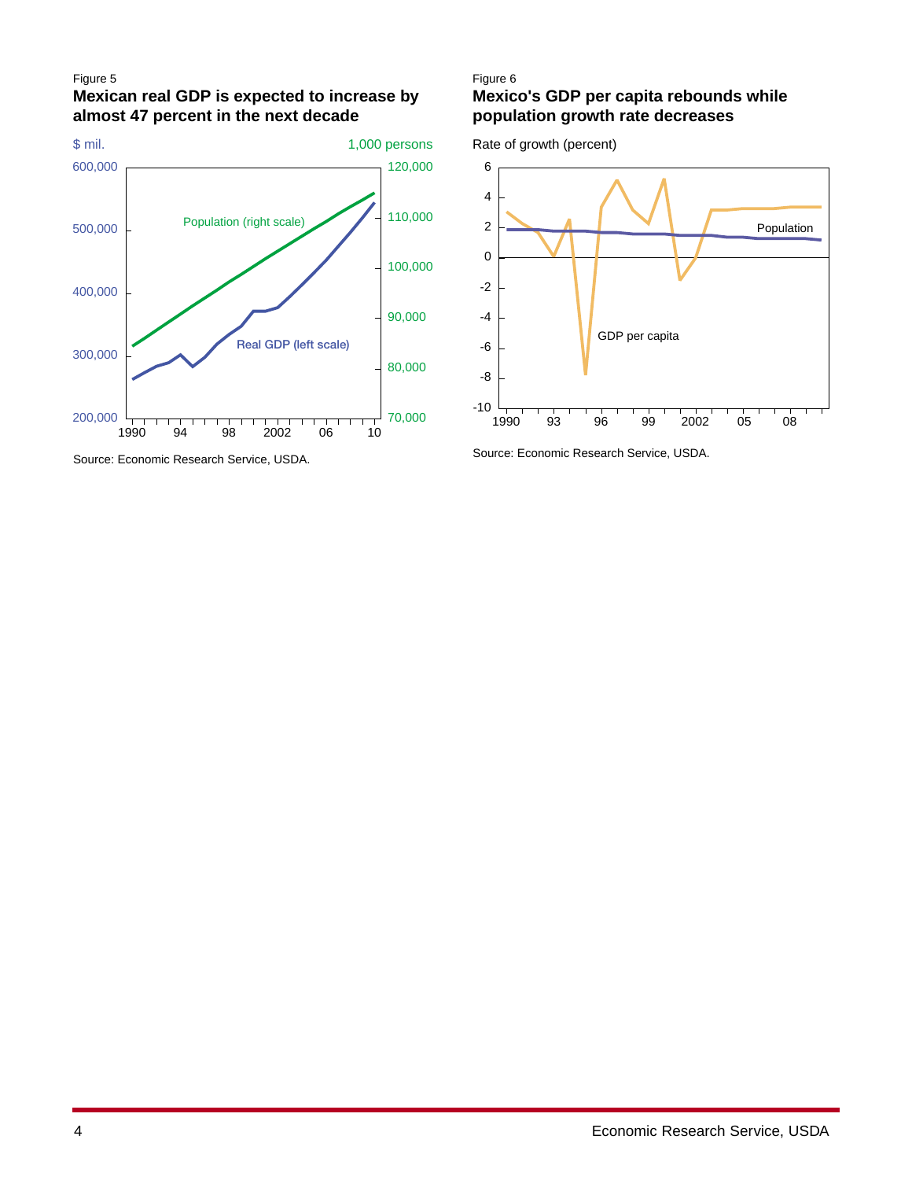Figure 5

**Mexican real GDP is expected to increase by almost 47 percent in the next decade**

Source: Economic Research Service, USDA.

Figure 6

**Mexico's GDP per capita rebounds while population growth rate decreases**

Source: Economic Research Service, USDA.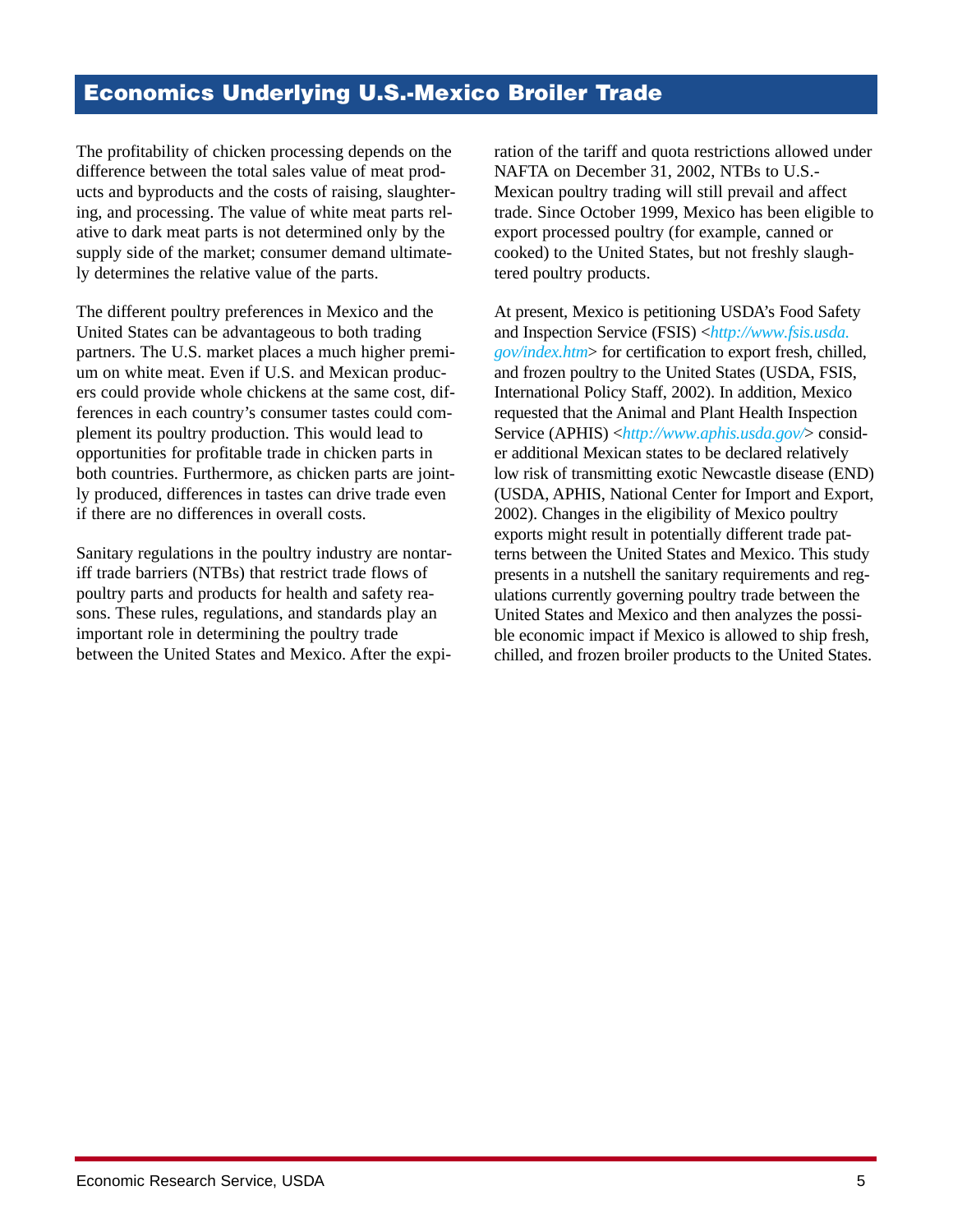# Economics Underlying U.S.-Mexico Broiler Trade

The profitability of chicken processing depends on the difference between the total sales value of meat products and byproducts and the costs of raising, slaughtering, and processing. The value of white meat parts relative to dark meat parts is not determined only by the supply side of the market; consumer demand ultimately determines the relative value of the parts.

The different poultry preferences in Mexico and the United States can be advantageous to both trading partners. The U.S. market places a much higher premium on white meat. Even if U.S. and Mexican producers could provide whole chickens at the same cost, differences in each country's consumer tastes could complement its poultry production. This would lead to opportunities for profitable trade in chicken parts in both countries. Furthermore, as chicken parts are jointly produced, differences in tastes can drive trade even if there are no differences in overall costs.

Sanitary regulations in the poultry industry are nontariff trade barriers (NTBs) that restrict trade flows of poultry parts and products for health and safety reasons. These rules, regulations, and standards play an important role in determining the poultry trade between the United States and Mexico. After the expiration of the tariff and quota restrictions allowed under NAFTA on December 31, 2002, NTBs to U.S.-Mexican poultry trading will still prevail and affect trade. Since October 1999, Mexico has been eligible to export processed poultry (for example, canned or cooked) to the United States, but not freshly slaughtered poultry products.

At present, Mexico is petitioning USDA's Food Safety and Inspection Service (FSIS) <*http://www.fsis.usda.gov/index.htm*> for certification to export fresh, chilled, and frozen poultry to the United States (USDA, FSIS, International Policy Staff, 2002). In addition, Mexico requested that the Animal and Plant Health Inspection Service (APHIS) <*http://www.aphis.usda.gov/*> consider additional Mexican states to be declared relatively low risk of transmitting exotic Newcastle disease (END) (USDA, APHIS, National Center for Import and Export, 2002). Changes in the eligibility of Mexico poultry exports might result in potentially different trade patterns between the United States and Mexico. This study presents in a nutshell the sanitary requirements and regulations currently governing poultry trade between the United States and Mexico and then analyzes the possible economic impact if Mexico is allowed to ship fresh, chilled, and frozen broiler products to the United States.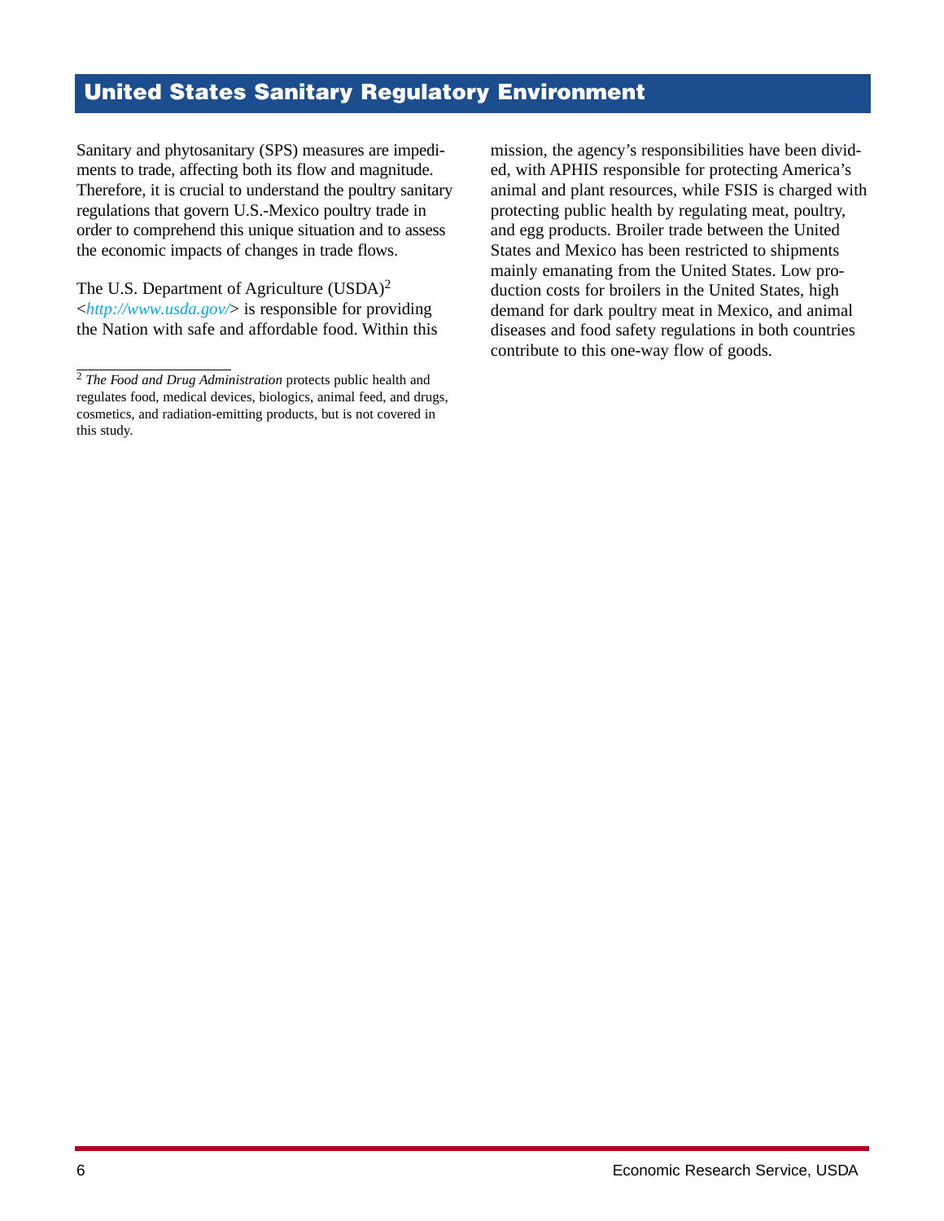## United States Sanitary Regulatory Environment

Sanitary and phytosanitary (SPS) measures are impediments to trade, affecting both its flow and magnitude. Therefore, it is crucial to understand the poultry sanitary regulations that govern U.S.-Mexico poultry trade in order to comprehend this unique situation and to assess the economic impacts of changes in trade flows.

The U.S. Department of Agriculture (USDA)[2] <*http://www.usda.gov/*> is responsible for providing the Nation with safe and affordable food. Within this mission, the agency's responsibilities have been divided, with APHIS responsible for protecting America's animal and plant resources, while FSIS is charged with protecting public health by regulating meat, poultry, and egg products. Broiler trade between the United States and Mexico has been restricted to shipments mainly emanating from the United States. Low production costs for broilers in the United States, high demand for dark poultry meat in Mexico, and animal diseases and food safety regulations in both countries contribute to this one-way flow of goods.

---

[2] *The Food and Drug Administration* protects public health and regulates food, medical devices, biologics, animal feed, and drugs, cosmetics, and radiation-emitting products, but is not covered in this study.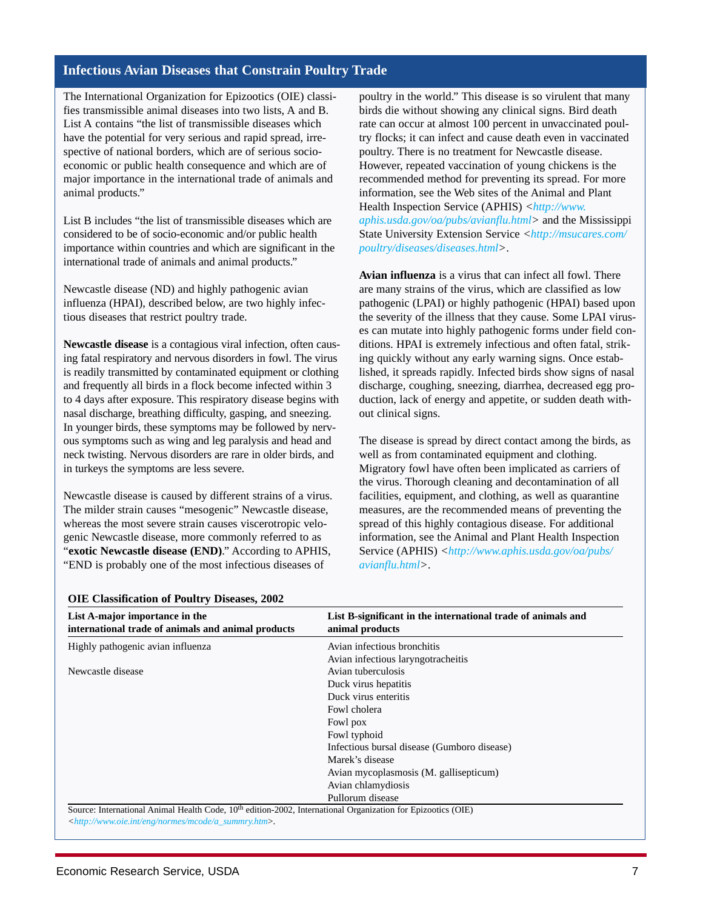## Infectious Avian Diseases that Constrain Poultry Trade

The International Organization for Epizootics (OIE) classifies transmissible animal diseases into two lists, A and B. List A contains "the list of transmissible diseases which have the potential for very serious and rapid spread, irrespective of national borders, which are of serious socio-economic or public health consequence and which are of major importance in the international trade of animals and animal products."

List B includes "the list of transmissible diseases which are considered to be of socio-economic and/or public health importance within countries and which are significant in the international trade of animals and animal products."

Newcastle disease (ND) and highly pathogenic avian influenza (HPAI), described below, are two highly infectious diseases that restrict poultry trade.

**Newcastle disease** is a contagious viral infection, often causing fatal respiratory and nervous disorders in fowl. The virus is readily transmitted by contaminated equipment or clothing and frequently all birds in a flock become infected within 3 to 4 days after exposure. This respiratory disease begins with nasal discharge, breathing difficulty, gasping, and sneezing. In younger birds, these symptoms may be followed by nervous symptoms such as wing and leg paralysis and head and neck twisting. Nervous disorders are rare in older birds, and in turkeys the symptoms are less severe.

Newcastle disease is caused by different strains of a virus. The milder strain causes "mesogenic" Newcastle disease, whereas the most severe strain causes viscerotropic velogenic Newcastle disease, more commonly referred to as "**exotic Newcastle disease (END)**." According to APHIS, "END is probably one of the most infectious diseases of poultry in the world." This disease is so virulent that many birds die without showing any clinical signs. Bird death rate can occur at almost 100 percent in unvaccinated poultry flocks; it can infect and cause death even in vaccinated poultry. There is no treatment for Newcastle disease. However, repeated vaccination of young chickens is the recommended method for preventing its spread. For more information, see the Web sites of the Animal and Plant Health Inspection Service (APHIS) <*http://www.aphis.usda.gov/oa/pubs/avianflu.html*> and the Mississippi State University Extension Service <*http://msucares.com/poultry/diseases/diseases.html*>.

**Avian influenza** is a virus that can infect all fowl. There are many strains of the virus, which are classified as low pathogenic (LPAI) or highly pathogenic (HPAI) based upon the severity of the illness that they cause. Some LPAI viruses can mutate into highly pathogenic forms under field conditions. HPAI is extremely infectious and often fatal, striking quickly without any early warning signs. Once established, it spreads rapidly. Infected birds show signs of nasal discharge, coughing, sneezing, diarrhea, decreased egg production, lack of energy and appetite, or sudden death without clinical signs.

The disease is spread by direct contact among the birds, as well as from contaminated equipment and clothing. Migratory fowl have often been implicated as carriers of the virus. Thorough cleaning and decontamination of all facilities, equipment, and clothing, as well as quarantine measures, are the recommended means of preventing the spread of this highly contagious disease. For additional information, see the Animal and Plant Health Inspection Service (APHIS) <*http://www.aphis.usda.gov/oa/pubs/avianflu.html*>.

**OIE Classification of Poultry Diseases, 2002**

| List A-major importance in the international trade of animals and animal products | List B-significant in the international trade of animals and animal products |
|---|---|
| Highly pathogenic avian influenza | Avian infectious bronchitis |
| | Avian infectious laryngotracheitis |
| Newcastle disease | Avian tuberculosis |
| | Duck virus hepatitis |
| | Duck virus enteritis |
| | Fowl cholera |
| | Fowl pox |
| | Fowl typhoid |
| | Infectious bursal disease (Gumboro disease) |
| | Marek's disease |
| | Avian mycoplasmosis (M. gallisepticum) |
| | Avian chlamydiosis |
| | Pullorum disease |

Source: International Animal Health Code, 10th edition-2002, International Organization for Epizootics (OIE) <*http://www.oie.int/eng/normes/mcode/a_summry.htm*>.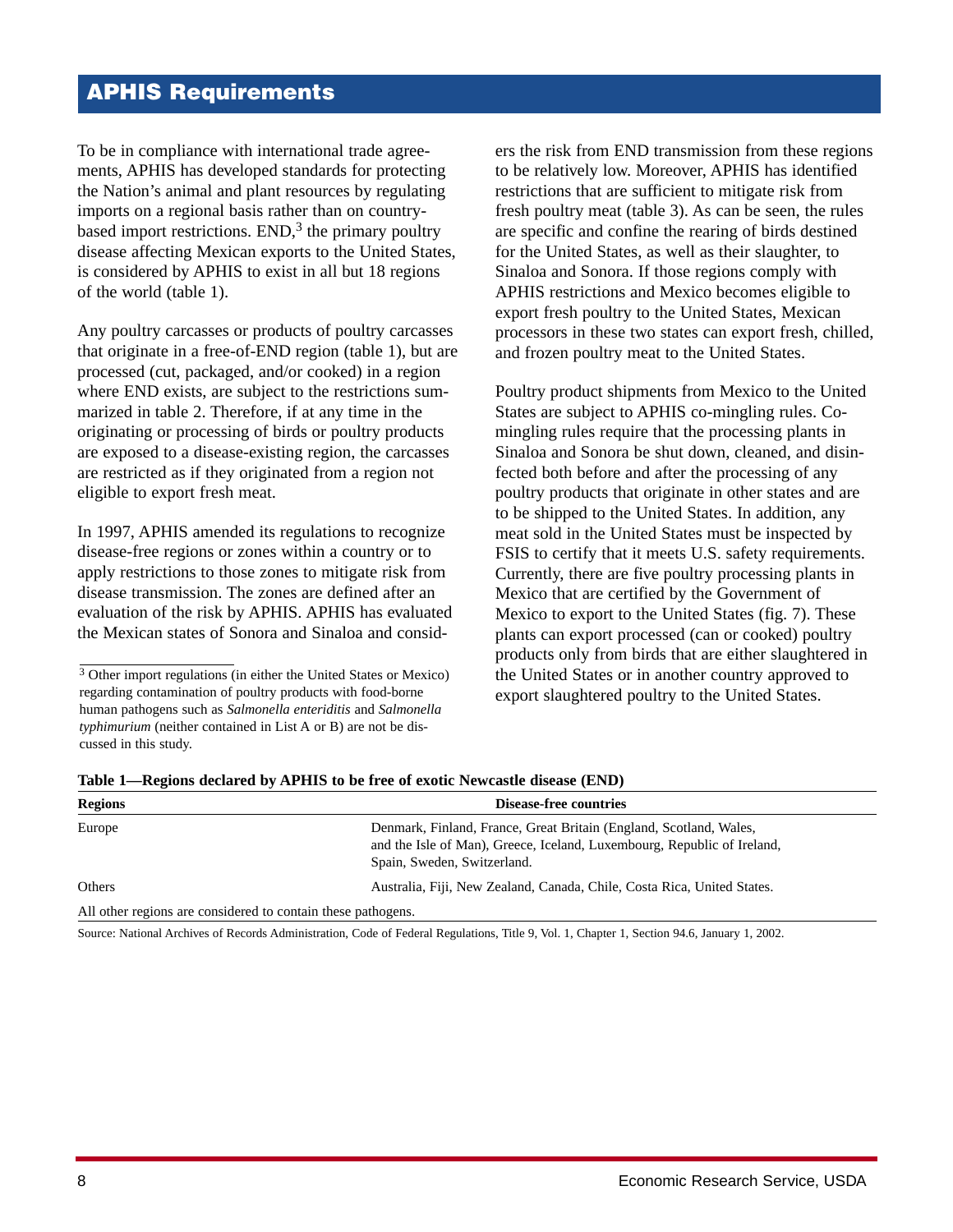## APHIS Requirements

To be in compliance with international trade agreements, APHIS has developed standards for protecting the Nation's animal and plant resources by regulating imports on a regional basis rather than on country-based import restrictions. END,[3] the primary poultry disease affecting Mexican exports to the United States, is considered by APHIS to exist in all but 18 regions of the world (table 1).

Any poultry carcasses or products of poultry carcasses that originate in a free-of-END region (table 1), but are processed (cut, packaged, and/or cooked) in a region where END exists, are subject to the restrictions summarized in table 2. Therefore, if at any time in the originating or processing of birds or poultry products are exposed to a disease-existing region, the carcasses are restricted as if they originated from a region not eligible to export fresh meat.

In 1997, APHIS amended its regulations to recognize disease-free regions or zones within a country or to apply restrictions to those zones to mitigate risk from disease transmission. The zones are defined after an evaluation of the risk by APHIS. APHIS has evaluated the Mexican states of Sonora and Sinaloa and considers the risk from END transmission from these regions to be relatively low. Moreover, APHIS has identified restrictions that are sufficient to mitigate risk from fresh poultry meat (table 3). As can be seen, the rules are specific and confine the rearing of birds destined for the United States, as well as their slaughter, to Sinaloa and Sonora. If those regions comply with APHIS restrictions and Mexico becomes eligible to export fresh poultry to the United States, Mexican processors in these two states can export fresh, chilled, and frozen poultry meat to the United States.

Poultry product shipments from Mexico to the United States are subject to APHIS co-mingling rules. Co-mingling rules require that the processing plants in Sinaloa and Sonora be shut down, cleaned, and disinfected both before and after the processing of any poultry products that originate in other states and are to be shipped to the United States. In addition, any meat sold in the United States must be inspected by FSIS to certify that it meets U.S. safety requirements. Currently, there are five poultry processing plants in Mexico that are certified by the Government of Mexico to export to the United States (fig. 7). These plants can export processed (can or cooked) poultry products only from birds that are either slaughtered in the United States or in another country approved to export slaughtered poultry to the United States.

[3] Other import regulations (in either the United States or Mexico) regarding contamination of poultry products with food-borne human pathogens such as *Salmonella enteriditis* and *Salmonella typhimurium* (neither contained in List A or B) are not be discussed in this study.

**Table 1—Regions declared by APHIS to be free of exotic Newcastle disease (END)**

| Regions | Disease-free countries |
|---|---|
| Europe | Denmark, Finland, France, Great Britain (England, Scotland, Wales, and the Isle of Man), Greece, Iceland, Luxembourg, Republic of Ireland, Spain, Sweden, Switzerland. |
| Others | Australia, Fiji, New Zealand, Canada, Chile, Costa Rica, United States. |
| All other regions are considered to contain these pathogens. | |

Source: National Archives of Records Administration, Code of Federal Regulations, Title 9, Vol. 1, Chapter 1, Section 94.6, January 1, 2002.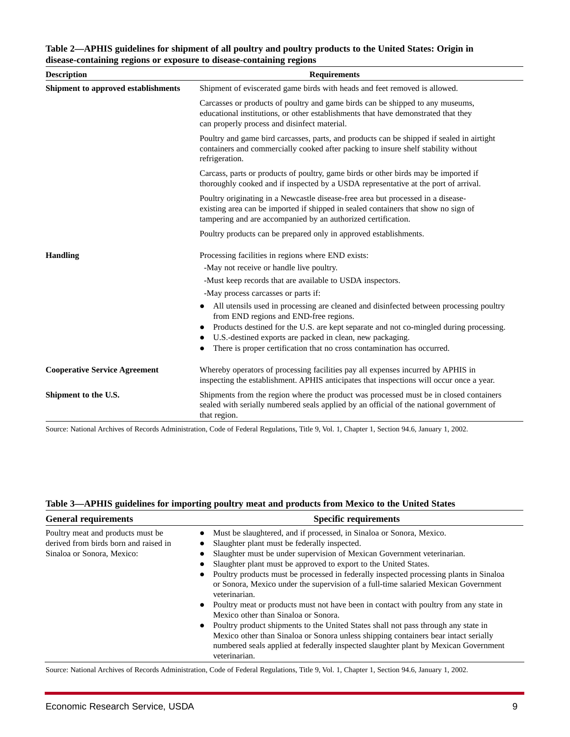**Table 2—APHIS guidelines for shipment of all poultry and poultry products to the United States: Origin in disease-containing regions or exposure to disease-containing regions**

| Description | Requirements |
|---|---|
| **Shipment to approved establishments** | Shipment of eviscerated game birds with heads and feet removed is allowed. |
| | Carcasses or products of poultry and game birds can be shipped to any museums, educational institutions, or other establishments that have demonstrated that they can properly process and disinfect material. |
| | Poultry and game bird carcasses, parts, and products can be shipped if sealed in airtight containers and commercially cooked after packing to insure shelf stability without refrigeration. |
| | Carcass, parts or products of poultry, game birds or other birds may be imported if thoroughly cooked and if inspected by a USDA representative at the port of arrival. |
| | Poultry originating in a Newcastle disease-free area but processed in a disease-existing area can be imported if shipped in sealed containers that show no sign of tampering and are accompanied by an authorized certification. |
| | Poultry products can be prepared only in approved establishments. |
| **Handling** | Processing facilities in regions where END exists:<br>-May not receive or handle live poultry.<br>-Must keep records that are available to USDA inspectors.<br>-May process carcasses or parts if:<br>• All utensils used in processing are cleaned and disinfected between processing poultry from END regions and END-free regions.<br>• Products destined for the U.S. are kept separate and not co-mingled during processing.<br>• U.S.-destined exports are packed in clean, new packaging.<br>• There is proper certification that no cross contamination has occurred. |
| **Cooperative Service Agreement** | Whereby operators of processing facilities pay all expenses incurred by APHIS in inspecting the establishment. APHIS anticipates that inspections will occur once a year. |
| **Shipment to the U.S.** | Shipments from the region where the product was processed must be in closed containers sealed with serially numbered seals applied by an official of the national government of that region. |

Source: National Archives of Records Administration, Code of Federal Regulations, Title 9, Vol. 1, Chapter 1, Section 94.6, January 1, 2002.

**Table 3—APHIS guidelines for importing poultry meat and products from Mexico to the United States**

| General requirements | Specific requirements |
|---|---|
| Poultry meat and products must be derived from birds born and raised in Sinaloa or Sonora, Mexico: | • Must be slaughtered, and if processed, in Sinaloa or Sonora, Mexico.<br>• Slaughter plant must be federally inspected.<br>• Slaughter must be under supervision of Mexican Government veterinarian.<br>• Slaughter plant must be approved to export to the United States.<br>• Poultry products must be processed in federally inspected processing plants in Sinaloa or Sonora, Mexico under the supervision of a full-time salaried Mexican Government veterinarian.<br>• Poultry meat or products must not have been in contact with poultry from any state in Mexico other than Sinaloa or Sonora.<br>• Poultry product shipments to the United States shall not pass through any state in Mexico other than Sinaloa or Sonora unless shipping containers bear intact serially numbered seals applied at federally inspected slaughter plant by Mexican Government veterinarian. |

Source: National Archives of Records Administration, Code of Federal Regulations, Title 9, Vol. 1, Chapter 1, Section 94.6, January 1, 2002.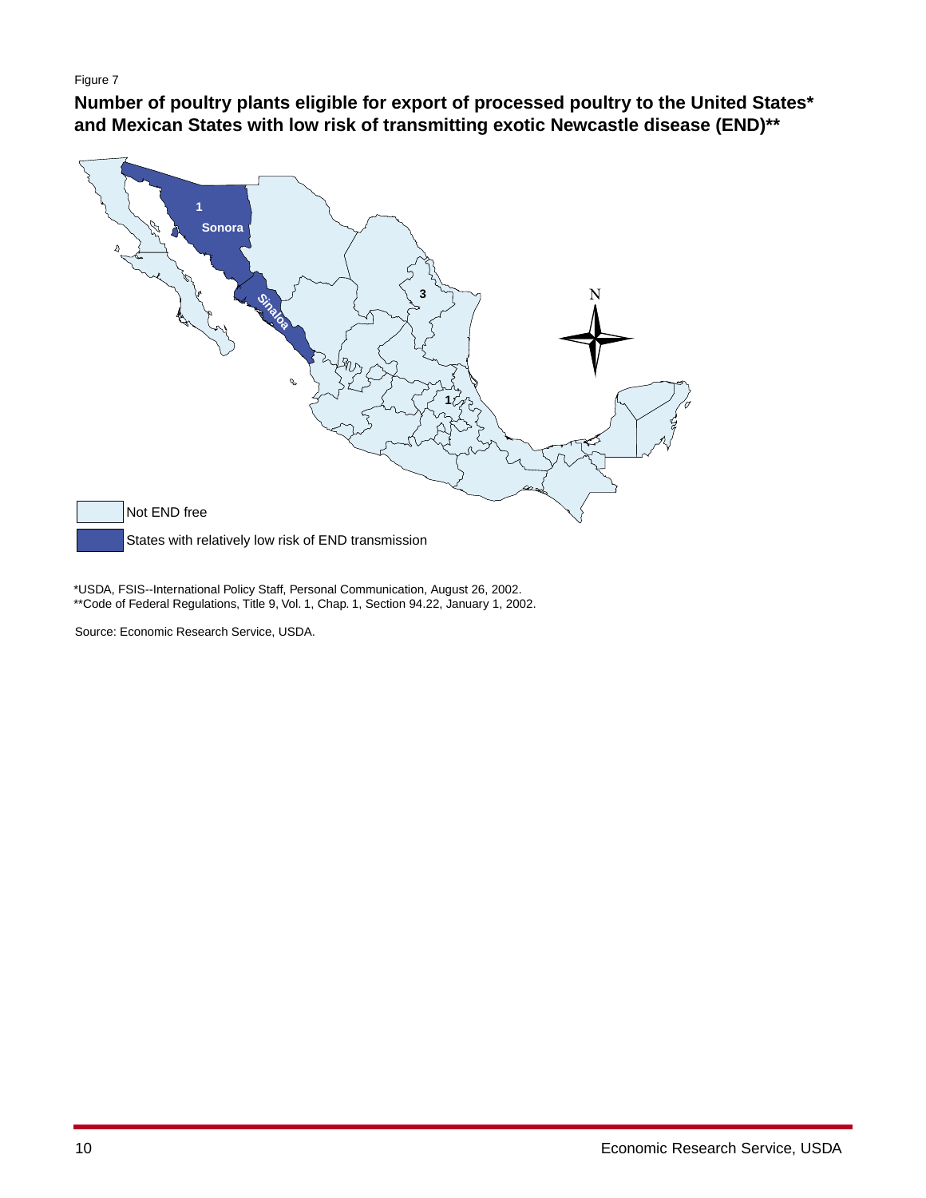Figure 7

**Number of poultry plants eligible for export of processed poultry to the United States* and Mexican States with low risk of transmitting exotic Newcastle disease (END)****

1 Sonora

Sinaloa

3

1

N

Not END free

States with relatively low risk of END transmission

*USDA, FSIS--International Policy Staff, Personal Communication, August 26, 2002.
**Code of Federal Regulations, Title 9, Vol. 1, Chap. 1, Section 94.22, January 1, 2002.

Source: Economic Research Service, USDA.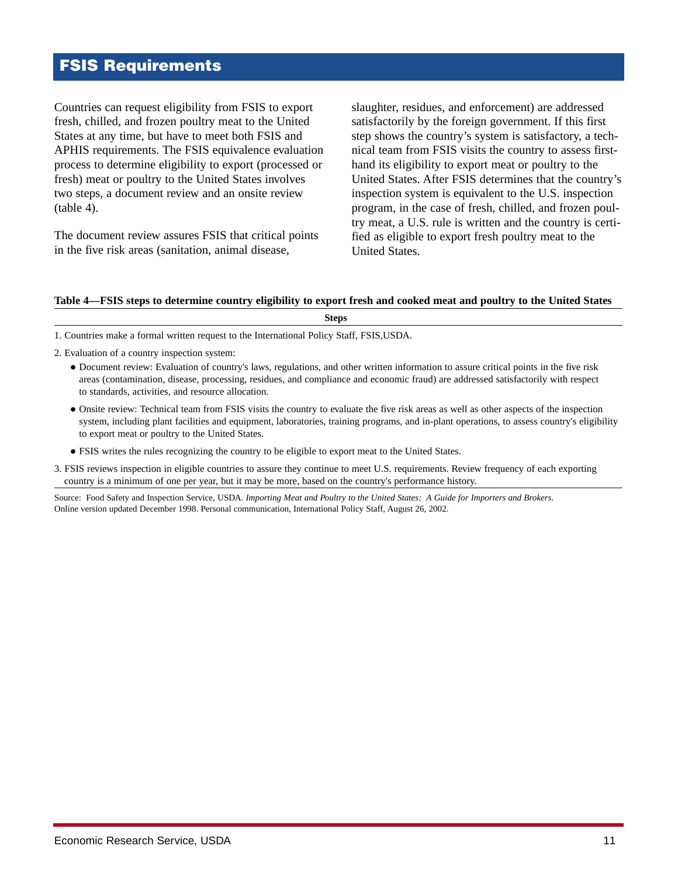## FSIS Requirements

Countries can request eligibility from FSIS to export fresh, chilled, and frozen poultry meat to the United States at any time, but have to meet both FSIS and APHIS requirements. The FSIS equivalence evaluation process to determine eligibility to export (processed or fresh) meat or poultry to the United States involves two steps, a document review and an onsite review (table 4).

The document review assures FSIS that critical points in the five risk areas (sanitation, animal disease, slaughter, residues, and enforcement) are addressed satisfactorily by the foreign government. If this first step shows the country's system is satisfactory, a technical team from FSIS visits the country to assess firsthand its eligibility to export meat or poultry to the United States. After FSIS determines that the country's inspection system is equivalent to the U.S. inspection program, in the case of fresh, chilled, and frozen poultry meat, a U.S. rule is written and the country is certified as eligible to export fresh poultry meat to the United States.

**Table 4—FSIS steps to determine country eligibility to export fresh and cooked meat and poultry to the United States**

| Steps |
|---|
| 1. Countries make a formal written request to the International Policy Staff, FSIS,USDA. |
| 2. Evaluation of a country inspection system: |
| ● Document review: Evaluation of country's laws, regulations, and other written information to assure critical points in the five risk areas (contamination, disease, processing, residues, and compliance and economic fraud) are addressed satisfactorily with respect to standards, activities, and resource allocation. |
| ● Onsite review: Technical team from FSIS visits the country to evaluate the five risk areas as well as other aspects of the inspection system, including plant facilities and equipment, laboratories, training programs, and in-plant operations, to assess country's eligibility to export meat or poultry to the United States. |
| ● FSIS writes the rules recognizing the country to be eligible to export meat to the United States. |
| 3. FSIS reviews inspection in eligible countries to assure they continue to meet U.S. requirements. Review frequency of each exporting country is a minimum of one per year, but it may be more, based on the country's performance history. |

Source: Food Safety and Inspection Service, USDA. *Importing Meat and Poultry to the United States: A Guide for Importers and Brokers.* Online version updated December 1998. Personal communication, International Policy Staff, August 26, 2002.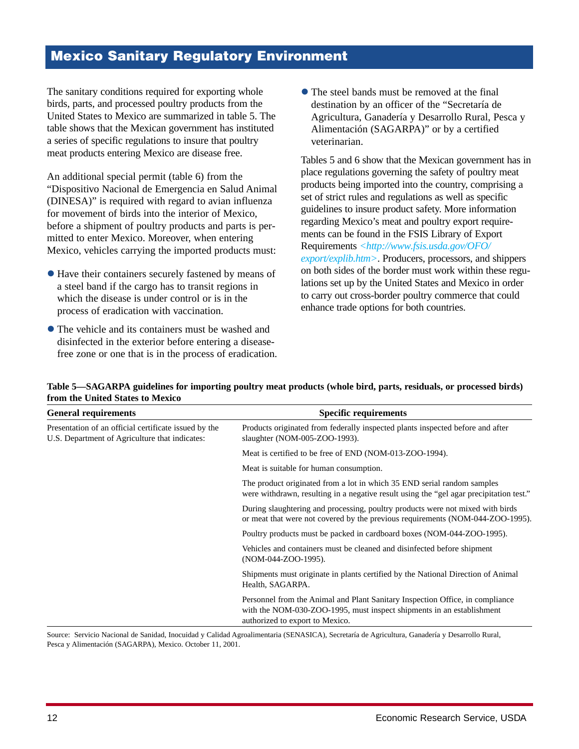## Mexico Sanitary Regulatory Environment

The sanitary conditions required for exporting whole birds, parts, and processed poultry products from the United States to Mexico are summarized in table 5. The table shows that the Mexican government has instituted a series of specific regulations to insure that poultry meat products entering Mexico are disease free.

An additional special permit (table 6) from the "Dispositivo Nacional de Emergencia en Salud Animal (DINESA)" is required with regard to avian influenza for movement of birds into the interior of Mexico, before a shipment of poultry products and parts is permitted to enter Mexico. Moreover, when entering Mexico, vehicles carrying the imported products must:

- Have their containers securely fastened by means of a steel band if the cargo has to transit regions in which the disease is under control or is in the process of eradication with vaccination.
- The vehicle and its containers must be washed and disinfected in the exterior before entering a disease-free zone or one that is in the process of eradication.
- The steel bands must be removed at the final destination by an officer of the "Secretaría de Agricultura, Ganadería y Desarrollo Rural, Pesca y Alimentación (SAGARPA)" or by a certified veterinarian.

Tables 5 and 6 show that the Mexican government has in place regulations governing the safety of poultry meat products being imported into the country, comprising a set of strict rules and regulations as well as specific guidelines to insure product safety. More information regarding Mexico's meat and poultry export requirements can be found in the FSIS Library of Export Requirements *<http://www.fsis.usda.gov/OFO/export/explib.htm>*. Producers, processors, and shippers on both sides of the border must work within these regulations set up by the United States and Mexico in order to carry out cross-border poultry commerce that could enhance trade options for both countries.

**Table 5—SAGARPA guidelines for importing poultry meat products (whole bird, parts, residuals, or processed birds) from the United States to Mexico**

| General requirements | Specific requirements |
|---|---|
| Presentation of an official certificate issued by the U.S. Department of Agriculture that indicates: | Products originated from federally inspected plants inspected before and after slaughter (NOM-005-ZOO-1993). |
| | Meat is certified to be free of END (NOM-013-ZOO-1994). |
| | Meat is suitable for human consumption. |
| | The product originated from a lot in which 35 END serial random samples were withdrawn, resulting in a negative result using the "gel agar precipitation test." |
| | During slaughtering and processing, poultry products were not mixed with birds or meat that were not covered by the previous requirements (NOM-044-ZOO-1995). |
| | Poultry products must be packed in cardboard boxes (NOM-044-ZOO-1995). |
| | Vehicles and containers must be cleaned and disinfected before shipment (NOM-044-ZOO-1995). |
| | Shipments must originate in plants certified by the National Direction of Animal Health, SAGARPA. |
| | Personnel from the Animal and Plant Sanitary Inspection Office, in compliance with the NOM-030-ZOO-1995, must inspect shipments in an establishment authorized to export to Mexico. |

Source: Servicio Nacional de Sanidad, Inocuidad y Calidad Agroalimentaria (SENASICA), Secretaría de Agricultura, Ganadería y Desarrollo Rural, Pesca y Alimentación (SAGARPA), Mexico. October 11, 2001.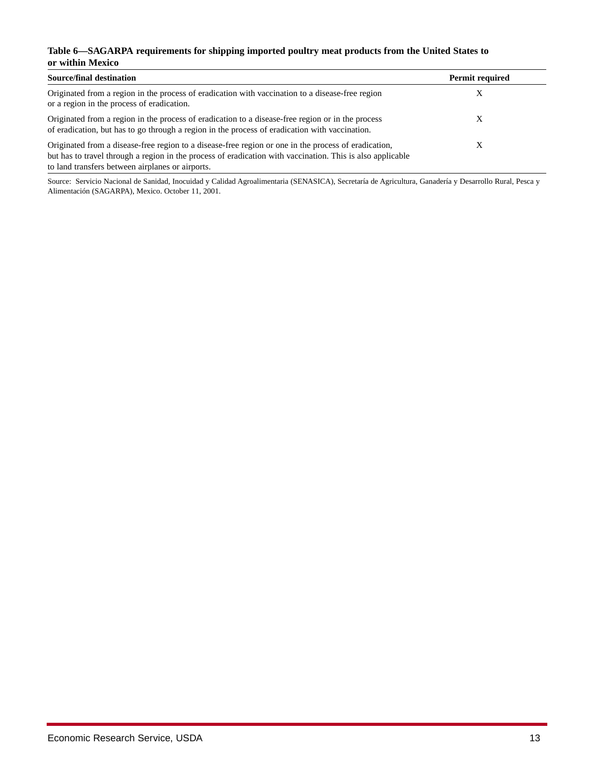**Table 6—SAGARPA requirements for shipping imported poultry meat products from the United States to or within Mexico**

| Source/final destination | Permit required |
|---|---|
| Originated from a region in the process of eradication with vaccination to a disease-free region or a region in the process of eradication. | X |
| Originated from a region in the process of eradication to a disease-free region or in the process of eradication, but has to go through a region in the process of eradication with vaccination. | X |
| Originated from a disease-free region to a disease-free region or one in the process of eradication, but has to travel through a region in the process of eradication with vaccination. This is also applicable to land transfers between airplanes or airports. | X |

Source: Servicio Nacional de Sanidad, Inocuidad y Calidad Agroalimentaria (SENASICA), Secretaría de Agricultura, Ganadería y Desarrollo Rural, Pesca y Alimentación (SAGARPA), Mexico. October 11, 2001.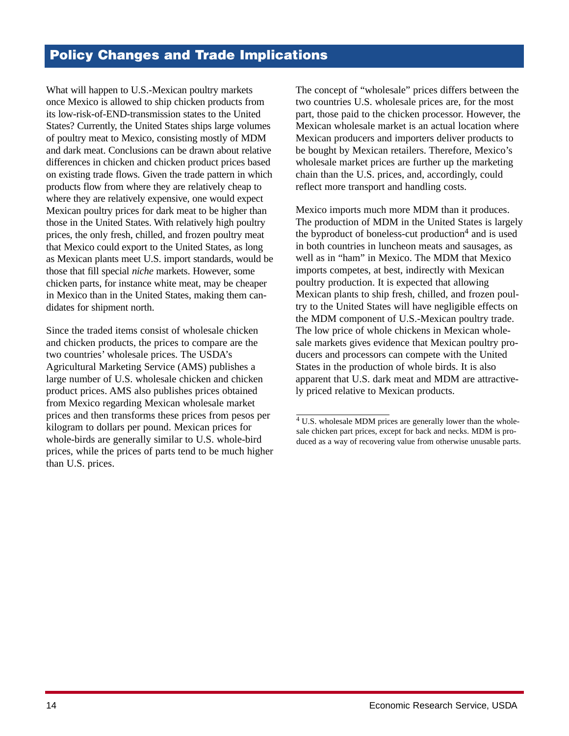## Policy Changes and Trade Implications

What will happen to U.S.-Mexican poultry markets once Mexico is allowed to ship chicken products from its low-risk-of-END-transmission states to the United States? Currently, the United States ships large volumes of poultry meat to Mexico, consisting mostly of MDM and dark meat. Conclusions can be drawn about relative differences in chicken and chicken product prices based on existing trade flows. Given the trade pattern in which products flow from where they are relatively cheap to where they are relatively expensive, one would expect Mexican poultry prices for dark meat to be higher than those in the United States. With relatively high poultry prices, the only fresh, chilled, and frozen poultry meat that Mexico could export to the United States, as long as Mexican plants meet U.S. import standards, would be those that fill special *niche* markets. However, some chicken parts, for instance white meat, may be cheaper in Mexico than in the United States, making them candidates for shipment north.

Since the traded items consist of wholesale chicken and chicken products, the prices to compare are the two countries' wholesale prices. The USDA's Agricultural Marketing Service (AMS) publishes a large number of U.S. wholesale chicken and chicken product prices. AMS also publishes prices obtained from Mexico regarding Mexican wholesale market prices and then transforms these prices from pesos per kilogram to dollars per pound. Mexican prices for whole-birds are generally similar to U.S. whole-bird prices, while the prices of parts tend to be much higher than U.S. prices.

The concept of "wholesale" prices differs between the two countries U.S. wholesale prices are, for the most part, those paid to the chicken processor. However, the Mexican wholesale market is an actual location where Mexican producers and importers deliver products to be bought by Mexican retailers. Therefore, Mexico's wholesale market prices are further up the marketing chain than the U.S. prices, and, accordingly, could reflect more transport and handling costs.

Mexico imports much more MDM than it produces. The production of MDM in the United States is largely the byproduct of boneless-cut production[4] and is used in both countries in luncheon meats and sausages, as well as in "ham" in Mexico. The MDM that Mexico imports competes, at best, indirectly with Mexican poultry production. It is expected that allowing Mexican plants to ship fresh, chilled, and frozen poultry to the United States will have negligible effects on the MDM component of U.S.-Mexican poultry trade. The low price of whole chickens in Mexican wholesale markets gives evidence that Mexican poultry producers and processors can compete with the United States in the production of whole birds. It is also apparent that U.S. dark meat and MDM are attractively priced relative to Mexican products.

[4] U.S. wholesale MDM prices are generally lower than the wholesale chicken part prices, except for back and necks. MDM is produced as a way of recovering value from otherwise unusable parts.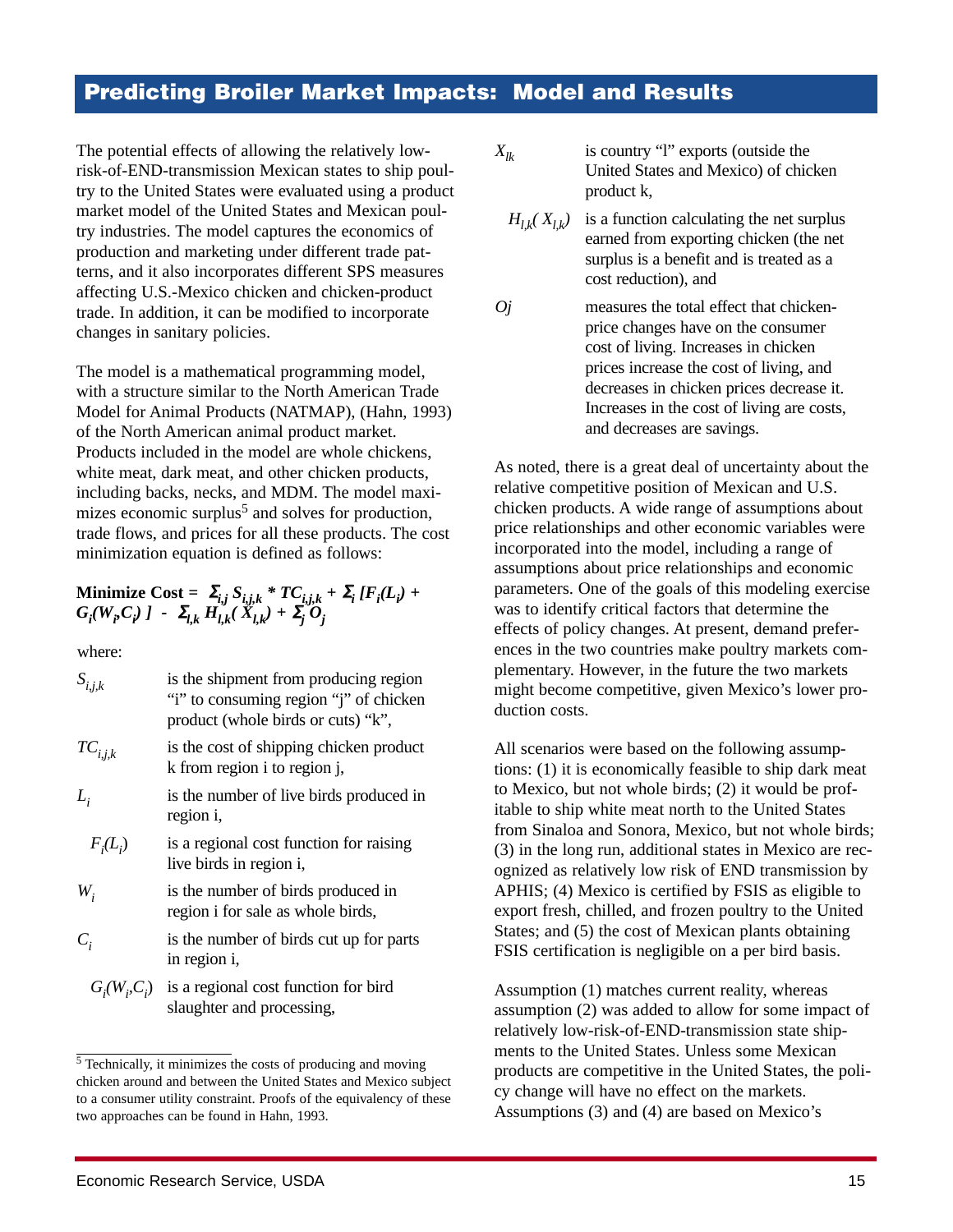## Predicting Broiler Market Impacts: Model and Results

The potential effects of allowing the relatively low-risk-of-END-transmission Mexican states to ship poultry to the United States were evaluated using a product market model of the United States and Mexican poultry industries. The model captures the economics of production and marketing under different trade patterns, and it also incorporates different SPS measures affecting U.S.-Mexico chicken and chicken-product trade. In addition, it can be modified to incorporate changes in sanitary policies.

The model is a mathematical programming model, with a structure similar to the North American Trade Model for Animal Products (NATMAP), (Hahn, 1993) of the North American animal product market. Products included in the model are whole chickens, white meat, dark meat, and other chicken products, including backs, necks, and MDM. The model maximizes economic surplus[5] and solves for production, trade flows, and prices for all these products. The cost minimization equation is defined as follows:

$$\textbf{Minimize Cost} = \Sigma_{i,j} S_{i,j,k} * TC_{i,j,k} + \Sigma_i [F_i(L_i) + G_i(W_i,C_i)] - \Sigma_{l,k} H_{l,k}(X_{l,k}) + \Sigma_j O_j$$

where:

- $S_{i,j,k}$ is the shipment from producing region "i" to consuming region "j" of chicken product (whole birds or cuts) "k",
- $TC_{i,j,k}$ is the cost of shipping chicken product k from region i to region j,
- $L_i$ is the number of live birds produced in region i,
- $F_i(L_i)$ is a regional cost function for raising live birds in region i,
- $W_i$ is the number of birds produced in region i for sale as whole birds,
- $C_i$ is the number of birds cut up for parts in region i,
- $G_i(W_i,C_i)$ is a regional cost function for bird slaughter and processing,
- $X_{lk}$ is country "l" exports (outside the United States and Mexico) of chicken product k,
- $H_{l,k}(X_{l,k})$ is a function calculating the net surplus earned from exporting chicken (the net surplus is a benefit and is treated as a cost reduction), and
- $Oj$ measures the total effect that chicken-price changes have on the consumer cost of living. Increases in chicken prices increase the cost of living, and decreases in chicken prices decrease it. Increases in the cost of living are costs, and decreases are savings.

[5] Technically, it minimizes the costs of producing and moving chicken around and between the United States and Mexico subject to a consumer utility constraint. Proofs of the equivalency of these two approaches can be found in Hahn, 1993.

As noted, there is a great deal of uncertainty about the relative competitive position of Mexican and U.S. chicken products. A wide range of assumptions about price relationships and other economic variables were incorporated into the model, including a range of assumptions about price relationships and economic parameters. One of the goals of this modeling exercise was to identify critical factors that determine the effects of policy changes. At present, demand preferences in the two countries make poultry markets complementary. However, in the future the two markets might become competitive, given Mexico's lower production costs.

All scenarios were based on the following assumptions: (1) it is economically feasible to ship dark meat to Mexico, but not whole birds; (2) it would be profitable to ship white meat north to the United States from Sinaloa and Sonora, Mexico, but not whole birds; (3) in the long run, additional states in Mexico are recognized as relatively low risk of END transmission by APHIS; (4) Mexico is certified by FSIS as eligible to export fresh, chilled, and frozen poultry to the United States; and (5) the cost of Mexican plants obtaining FSIS certification is negligible on a per bird basis.

Assumption (1) matches current reality, whereas assumption (2) was added to allow for some impact of relatively low-risk-of-END-transmission state shipments to the United States. Unless some Mexican products are competitive in the United States, the policy change will have no effect on the markets. Assumptions (3) and (4) are based on Mexico's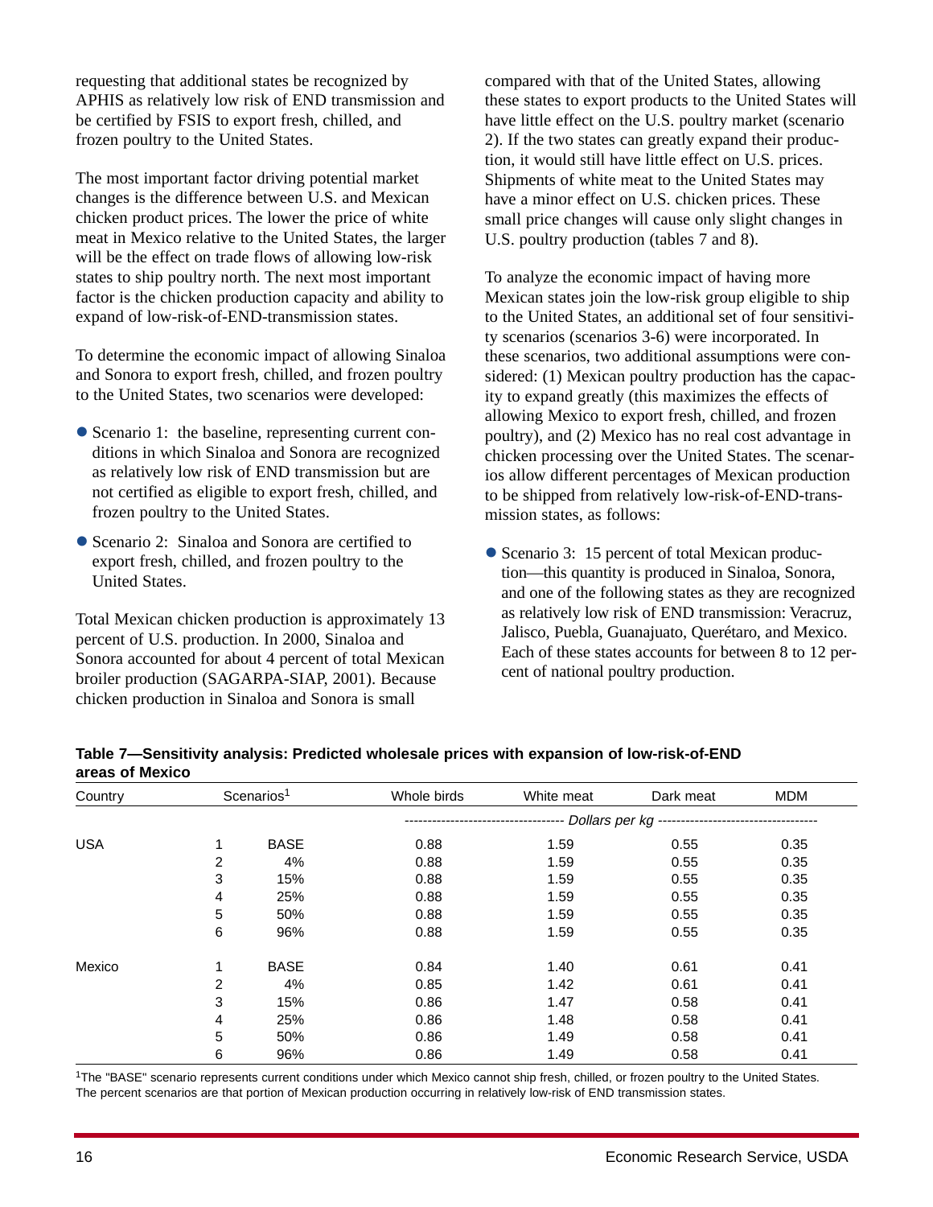requesting that additional states be recognized by APHIS as relatively low risk of END transmission and be certified by FSIS to export fresh, chilled, and frozen poultry to the United States.

The most important factor driving potential market changes is the difference between U.S. and Mexican chicken product prices. The lower the price of white meat in Mexico relative to the United States, the larger will be the effect on trade flows of allowing low-risk states to ship poultry north. The next most important factor is the chicken production capacity and ability to expand of low-risk-of-END-transmission states.

To determine the economic impact of allowing Sinaloa and Sonora to export fresh, chilled, and frozen poultry to the United States, two scenarios were developed:

- Scenario 1: the baseline, representing current conditions in which Sinaloa and Sonora are recognized as relatively low risk of END transmission but are not certified as eligible to export fresh, chilled, and frozen poultry to the United States.
- Scenario 2: Sinaloa and Sonora are certified to export fresh, chilled, and frozen poultry to the United States.

Total Mexican chicken production is approximately 13 percent of U.S. production. In 2000, Sinaloa and Sonora accounted for about 4 percent of total Mexican broiler production (SAGARPA-SIAP, 2001). Because chicken production in Sinaloa and Sonora is small compared with that of the United States, allowing these states to export products to the United States will have little effect on the U.S. poultry market (scenario 2). If the two states can greatly expand their production, it would still have little effect on U.S. prices. Shipments of white meat to the United States may have a minor effect on U.S. chicken prices. These small price changes will cause only slight changes in U.S. poultry production (tables 7 and 8).

To analyze the economic impact of having more Mexican states join the low-risk group eligible to ship to the United States, an additional set of four sensitivity scenarios (scenarios 3-6) were incorporated. In these scenarios, two additional assumptions were considered: (1) Mexican poultry production has the capacity to expand greatly (this maximizes the effects of allowing Mexico to export fresh, chilled, and frozen poultry), and (2) Mexico has no real cost advantage in chicken processing over the United States. The scenarios allow different percentages of Mexican production to be shipped from relatively low-risk-of-END-transmission states, as follows:

- Scenario 3: 15 percent of total Mexican production—this quantity is produced in Sinaloa, Sonora, and one of the following states as they are recognized as relatively low risk of END transmission: Veracruz, Jalisco, Puebla, Guanajuato, Querétaro, and Mexico. Each of these states accounts for between 8 to 12 percent of national poultry production.

**Table 7—Sensitivity analysis: Predicted wholesale prices with expansion of low-risk-of-END areas of Mexico**

| Country | Scenarios[1] | | Whole birds | White meat | Dark meat | MDM |
|---|---|---|---|---|---|---|
| | | | *Dollars per kg* | | | |
| USA | 1 | BASE | 0.88 | 1.59 | 0.55 | 0.35 |
| | 2 | 4% | 0.88 | 1.59 | 0.55 | 0.35 |
| | 3 | 15% | 0.88 | 1.59 | 0.55 | 0.35 |
| | 4 | 25% | 0.88 | 1.59 | 0.55 | 0.35 |
| | 5 | 50% | 0.88 | 1.59 | 0.55 | 0.35 |
| | 6 | 96% | 0.88 | 1.59 | 0.55 | 0.35 |
| Mexico | 1 | BASE | 0.84 | 1.40 | 0.61 | 0.41 |
| | 2 | 4% | 0.85 | 1.42 | 0.61 | 0.41 |
| | 3 | 15% | 0.86 | 1.47 | 0.58 | 0.41 |
| | 4 | 25% | 0.86 | 1.48 | 0.58 | 0.41 |
| | 5 | 50% | 0.86 | 1.49 | 0.58 | 0.41 |
| | 6 | 96% | 0.86 | 1.49 | 0.58 | 0.41 |

[1]The "BASE" scenario represents current conditions under which Mexico cannot ship fresh, chilled, or frozen poultry to the United States. The percent scenarios are that portion of Mexican production occurring in relatively low-risk of END transmission states.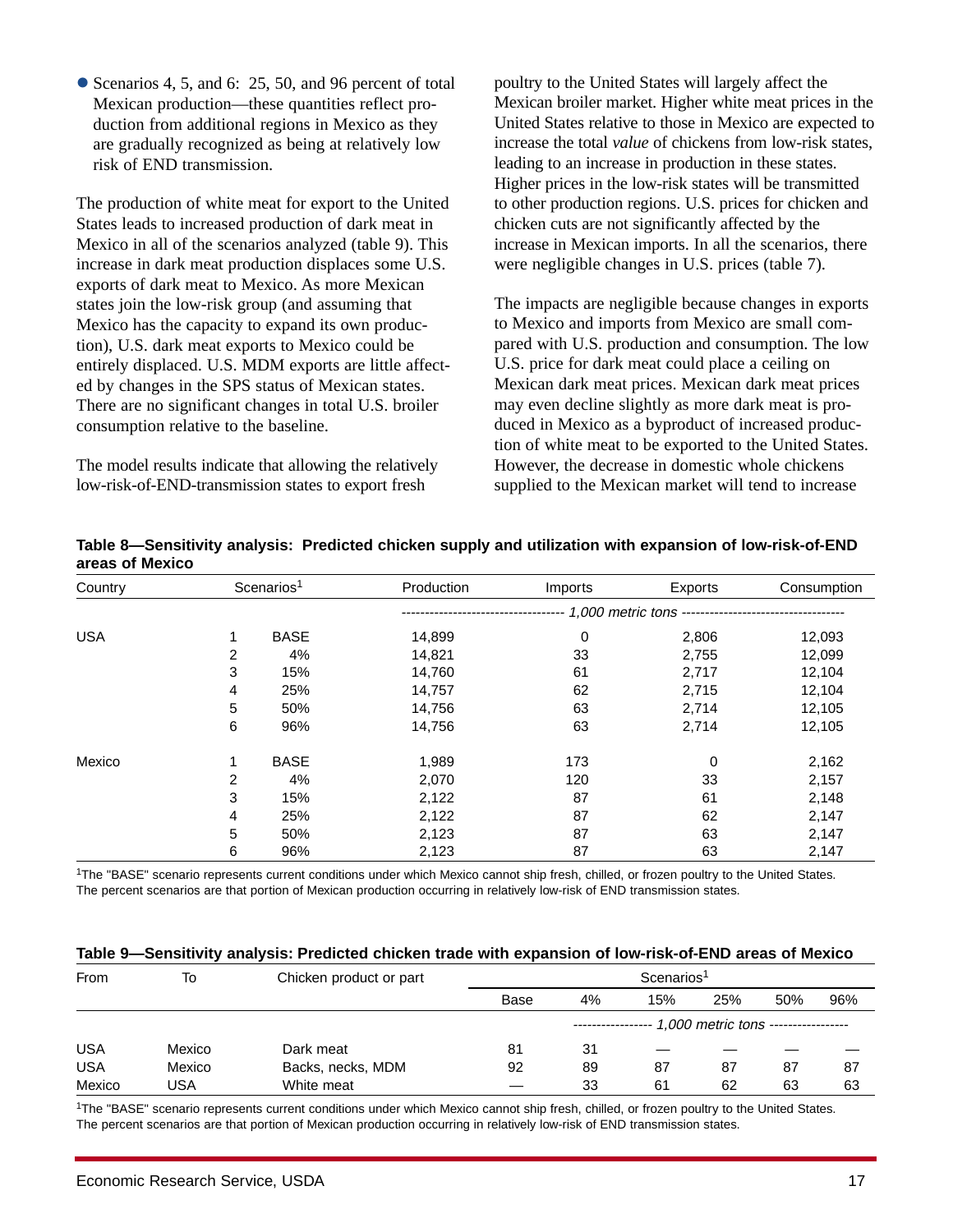- Scenarios 4, 5, and 6: 25, 50, and 96 percent of total Mexican production—these quantities reflect production from additional regions in Mexico as they are gradually recognized as being at relatively low risk of END transmission.

The production of white meat for export to the United States leads to increased production of dark meat in Mexico in all of the scenarios analyzed (table 9). This increase in dark meat production displaces some U.S. exports of dark meat to Mexico. As more Mexican states join the low-risk group (and assuming that Mexico has the capacity to expand its own production), U.S. dark meat exports to Mexico could be entirely displaced. U.S. MDM exports are little affected by changes in the SPS status of Mexican states. There are no significant changes in total U.S. broiler consumption relative to the baseline.

The model results indicate that allowing the relatively low-risk-of-END-transmission states to export fresh poultry to the United States will largely affect the Mexican broiler market. Higher white meat prices in the United States relative to those in Mexico are expected to increase the total *value* of chickens from low-risk states, leading to an increase in production in these states. Higher prices in the low-risk states will be transmitted to other production regions. U.S. prices for chicken and chicken cuts are not significantly affected by the increase in Mexican imports. In all the scenarios, there were negligible changes in U.S. prices (table 7).

The impacts are negligible because changes in exports to Mexico and imports from Mexico are small compared with U.S. production and consumption. The low U.S. price for dark meat could place a ceiling on Mexican dark meat prices. Mexican dark meat prices may even decline slightly as more dark meat is produced in Mexico as a byproduct of increased production of white meat to be exported to the United States. However, the decrease in domestic whole chickens supplied to the Mexican market will tend to increase

**Table 8—Sensitivity analysis: Predicted chicken supply and utilization with expansion of low-risk-of-END areas of Mexico**

| Country | Scenarios[1] | | Production | Imports | Exports | Consumption |
|---|---|---|---|---|---|---|
| | | | *1,000 metric tons* | | | |
| USA | 1 | BASE | 14,899 | 0 | 2,806 | 12,093 |
| | 2 | 4% | 14,821 | 33 | 2,755 | 12,099 |
| | 3 | 15% | 14,760 | 61 | 2,717 | 12,104 |
| | 4 | 25% | 14,757 | 62 | 2,715 | 12,104 |
| | 5 | 50% | 14,756 | 63 | 2,714 | 12,105 |
| | 6 | 96% | 14,756 | 63 | 2,714 | 12,105 |
| Mexico | 1 | BASE | 1,989 | 173 | 0 | 2,162 |
| | 2 | 4% | 2,070 | 120 | 33 | 2,157 |
| | 3 | 15% | 2,122 | 87 | 61 | 2,148 |
| | 4 | 25% | 2,122 | 87 | 62 | 2,147 |
| | 5 | 50% | 2,123 | 87 | 63 | 2,147 |
| | 6 | 96% | 2,123 | 87 | 63 | 2,147 |

[1]The "BASE" scenario represents current conditions under which Mexico cannot ship fresh, chilled, or frozen poultry to the United States. The percent scenarios are that portion of Mexican production occurring in relatively low-risk of END transmission states.

**Table 9—Sensitivity analysis: Predicted chicken trade with expansion of low-risk-of-END areas of Mexico**

| From | To | Chicken product or part | Scenarios[1] | | | | | |
|---|---|---|---|---|---|---|---|---|
| | | | Base | 4% | 15% | 25% | 50% | 96% |
| | | | *1,000 metric tons* | | | | | |
| USA | Mexico | Dark meat | 81 | 31 | — | — | — | — |
| USA | Mexico | Backs, necks, MDM | 92 | 89 | 87 | 87 | 87 | 87 |
| Mexico | USA | White meat | — | 33 | 61 | 62 | 63 | 63 |

[1]The "BASE" scenario represents current conditions under which Mexico cannot ship fresh, chilled, or frozen poultry to the United States. The percent scenarios are that portion of Mexican production occurring in relatively low-risk of END transmission states.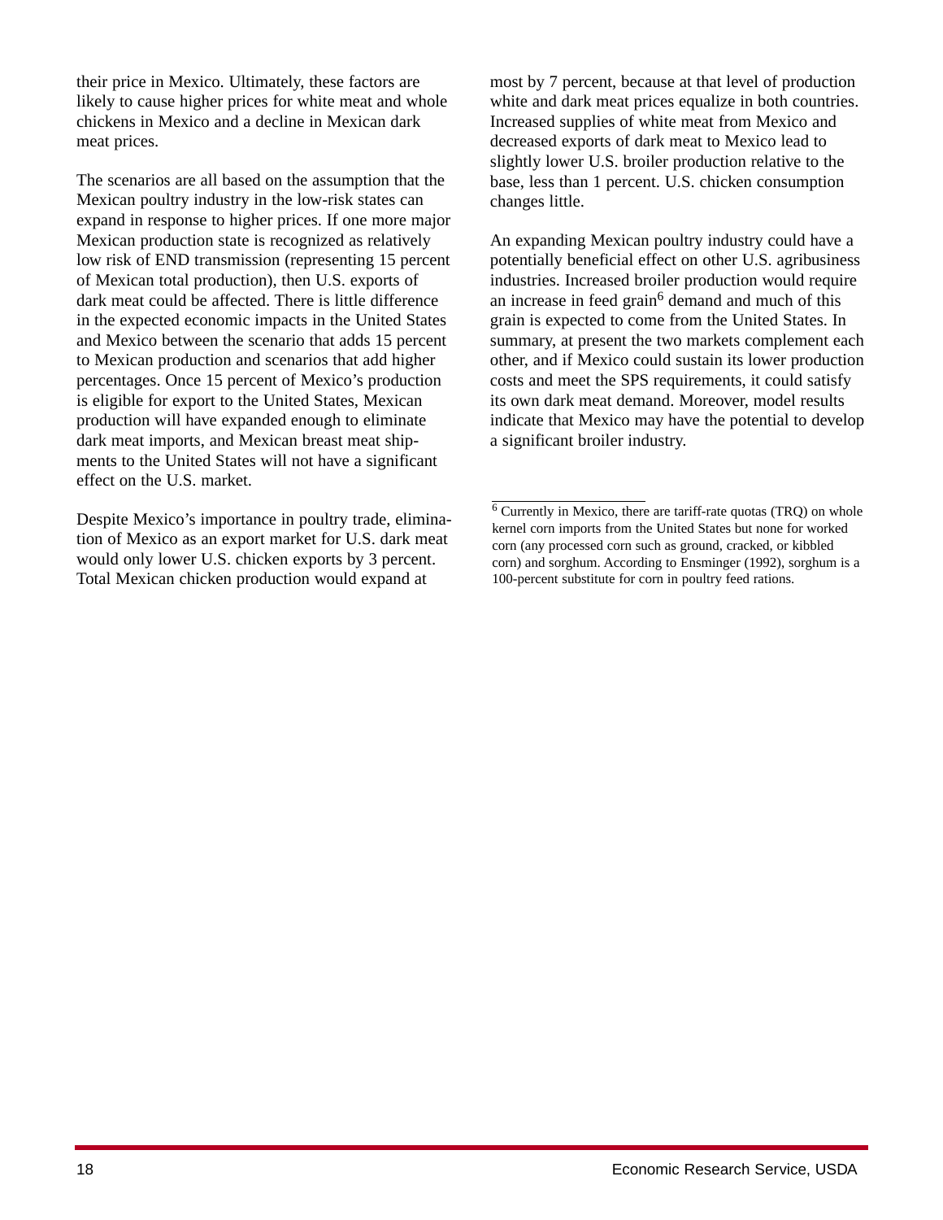their price in Mexico. Ultimately, these factors are likely to cause higher prices for white meat and whole chickens in Mexico and a decline in Mexican dark meat prices.

The scenarios are all based on the assumption that the Mexican poultry industry in the low-risk states can expand in response to higher prices. If one more major Mexican production state is recognized as relatively low risk of END transmission (representing 15 percent of Mexican total production), then U.S. exports of dark meat could be affected. There is little difference in the expected economic impacts in the United States and Mexico between the scenario that adds 15 percent to Mexican production and scenarios that add higher percentages. Once 15 percent of Mexico's production is eligible for export to the United States, Mexican production will have expanded enough to eliminate dark meat imports, and Mexican breast meat shipments to the United States will not have a significant effect on the U.S. market.

Despite Mexico's importance in poultry trade, elimination of Mexico as an export market for U.S. dark meat would only lower U.S. chicken exports by 3 percent. Total Mexican chicken production would expand at most by 7 percent, because at that level of production white and dark meat prices equalize in both countries. Increased supplies of white meat from Mexico and decreased exports of dark meat to Mexico lead to slightly lower U.S. broiler production relative to the base, less than 1 percent. U.S. chicken consumption changes little.

An expanding Mexican poultry industry could have a potentially beneficial effect on other U.S. agribusiness industries. Increased broiler production would require an increase in feed grain[6] demand and much of this grain is expected to come from the United States. In summary, at present the two markets complement each other, and if Mexico could sustain its lower production costs and meet the SPS requirements, it could satisfy its own dark meat demand. Moreover, model results indicate that Mexico may have the potential to develop a significant broiler industry.

---

[6] Currently in Mexico, there are tariff-rate quotas (TRQ) on whole kernel corn imports from the United States but none for worked corn (any processed corn such as ground, cracked, or kibbled corn) and sorghum. According to Ensminger (1992), sorghum is a 100-percent substitute for corn in poultry feed rations.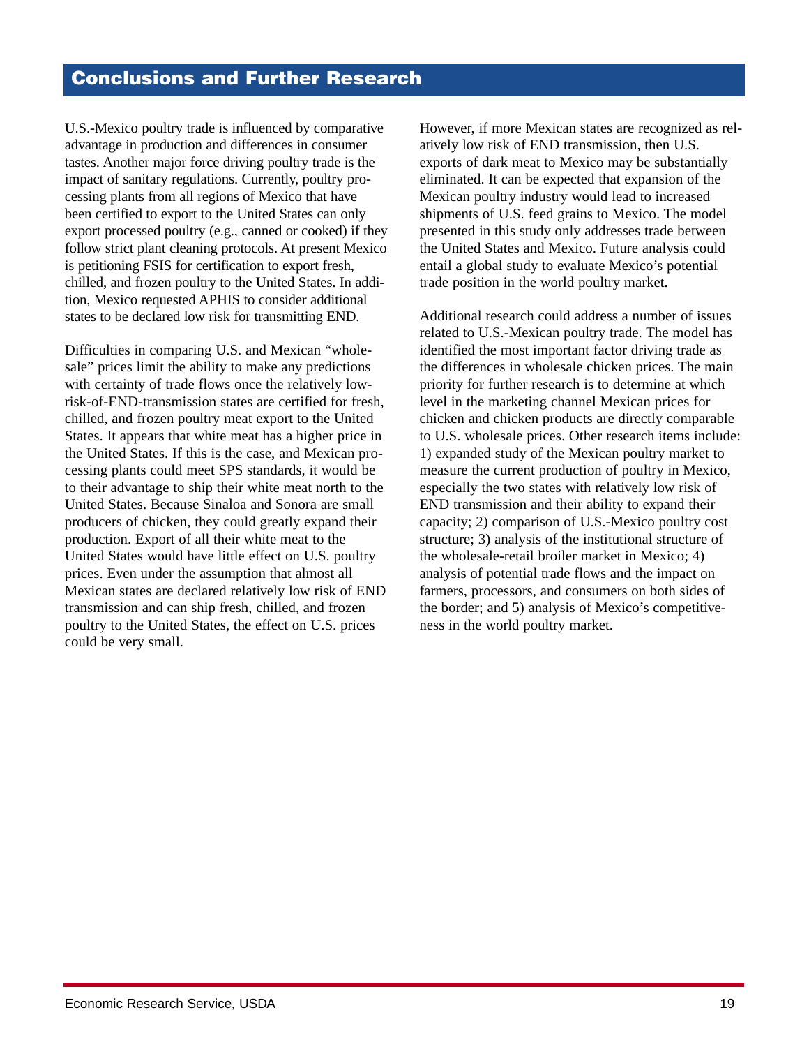## Conclusions and Further Research

U.S.-Mexico poultry trade is influenced by comparative advantage in production and differences in consumer tastes. Another major force driving poultry trade is the impact of sanitary regulations. Currently, poultry processing plants from all regions of Mexico that have been certified to export to the United States can only export processed poultry (e.g., canned or cooked) if they follow strict plant cleaning protocols. At present Mexico is petitioning FSIS for certification to export fresh, chilled, and frozen poultry to the United States. In addition, Mexico requested APHIS to consider additional states to be declared low risk for transmitting END.

Difficulties in comparing U.S. and Mexican "wholesale" prices limit the ability to make any predictions with certainty of trade flows once the relatively low-risk-of-END-transmission states are certified for fresh, chilled, and frozen poultry meat export to the United States. It appears that white meat has a higher price in the United States. If this is the case, and Mexican processing plants could meet SPS standards, it would be to their advantage to ship their white meat north to the United States. Because Sinaloa and Sonora are small producers of chicken, they could greatly expand their production. Export of all their white meat to the United States would have little effect on U.S. poultry prices. Even under the assumption that almost all Mexican states are declared relatively low risk of END transmission and can ship fresh, chilled, and frozen poultry to the United States, the effect on U.S. prices could be very small.

However, if more Mexican states are recognized as relatively low risk of END transmission, then U.S. exports of dark meat to Mexico may be substantially eliminated. It can be expected that expansion of the Mexican poultry industry would lead to increased shipments of U.S. feed grains to Mexico. The model presented in this study only addresses trade between the United States and Mexico. Future analysis could entail a global study to evaluate Mexico's potential trade position in the world poultry market.

Additional research could address a number of issues related to U.S.-Mexican poultry trade. The model has identified the most important factor driving trade as the differences in wholesale chicken prices. The main priority for further research is to determine at which level in the marketing channel Mexican prices for chicken and chicken products are directly comparable to U.S. wholesale prices. Other research items include: 1) expanded study of the Mexican poultry market to measure the current production of poultry in Mexico, especially the two states with relatively low risk of END transmission and their ability to expand their capacity; 2) comparison of U.S.-Mexico poultry cost structure; 3) analysis of the institutional structure of the wholesale-retail broiler market in Mexico; 4) analysis of potential trade flows and the impact on farmers, processors, and consumers on both sides of the border; and 5) analysis of Mexico's competitiveness in the world poultry market.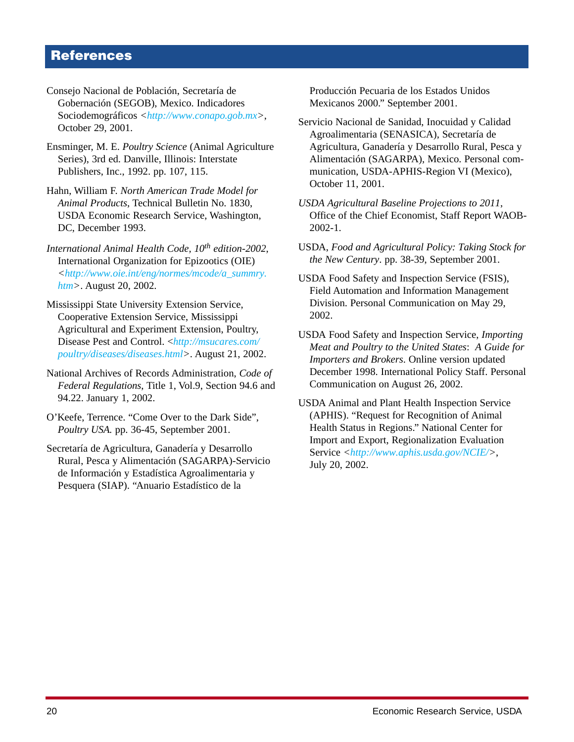# References

Consejo Nacional de Población, Secretaría de Gobernación (SEGOB), Mexico. Indicadores Sociodemográficos <http://www.conapo.gob.mx>, October 29, 2001.

Ensminger, M. E. *Poultry Science* (Animal Agriculture Series), 3rd ed. Danville, Illinois: Interstate Publishers, Inc., 1992. pp. 107, 115.

Hahn, William F. *North American Trade Model for Animal Products*, Technical Bulletin No. 1830, USDA Economic Research Service, Washington, DC, December 1993.

*International Animal Health Code, 10th edition-2002*, International Organization for Epizootics (OIE) <http://www.oie.int/eng/normes/mcode/a_summry.htm>. August 20, 2002.

Mississippi State University Extension Service, Cooperative Extension Service, Mississippi Agricultural and Experiment Extension, Poultry, Disease Pest and Control. <http://msucares.com/poultry/diseases/diseases.html>. August 21, 2002.

National Archives of Records Administration, *Code of Federal Regulations*, Title 1, Vol.9, Section 94.6 and 94.22. January 1, 2002.

O'Keefe, Terrence. "Come Over to the Dark Side", *Poultry USA.* pp. 36-45, September 2001.

Secretaría de Agricultura, Ganadería y Desarrollo Rural, Pesca y Alimentación (SAGARPA)-Servicio de Información y Estadística Agroalimentaria y Pesquera (SIAP). "Anuario Estadístico de la Producción Pecuaria de los Estados Unidos Mexicanos 2000." September 2001.

Servicio Nacional de Sanidad, Inocuidad y Calidad Agroalimentaria (SENASICA), Secretaría de Agricultura, Ganadería y Desarrollo Rural, Pesca y Alimentación (SAGARPA), Mexico. Personal communication, USDA-APHIS-Region VI (Mexico), October 11, 2001.

*USDA Agricultural Baseline Projections to 2011*, Office of the Chief Economist, Staff Report WAOB-2002-1.

USDA, *Food and Agricultural Policy: Taking Stock for the New Century*. pp. 38-39, September 2001.

USDA Food Safety and Inspection Service (FSIS), Field Automation and Information Management Division. Personal Communication on May 29, 2002.

USDA Food Safety and Inspection Service, *Importing Meat and Poultry to the United States*: *A Guide for Importers and Brokers*. Online version updated December 1998. International Policy Staff. Personal Communication on August 26, 2002.

USDA Animal and Plant Health Inspection Service (APHIS). "Request for Recognition of Animal Health Status in Regions." National Center for Import and Export, Regionalization Evaluation Service <http://www.aphis.usda.gov/NCIE/>, July 20, 2002.